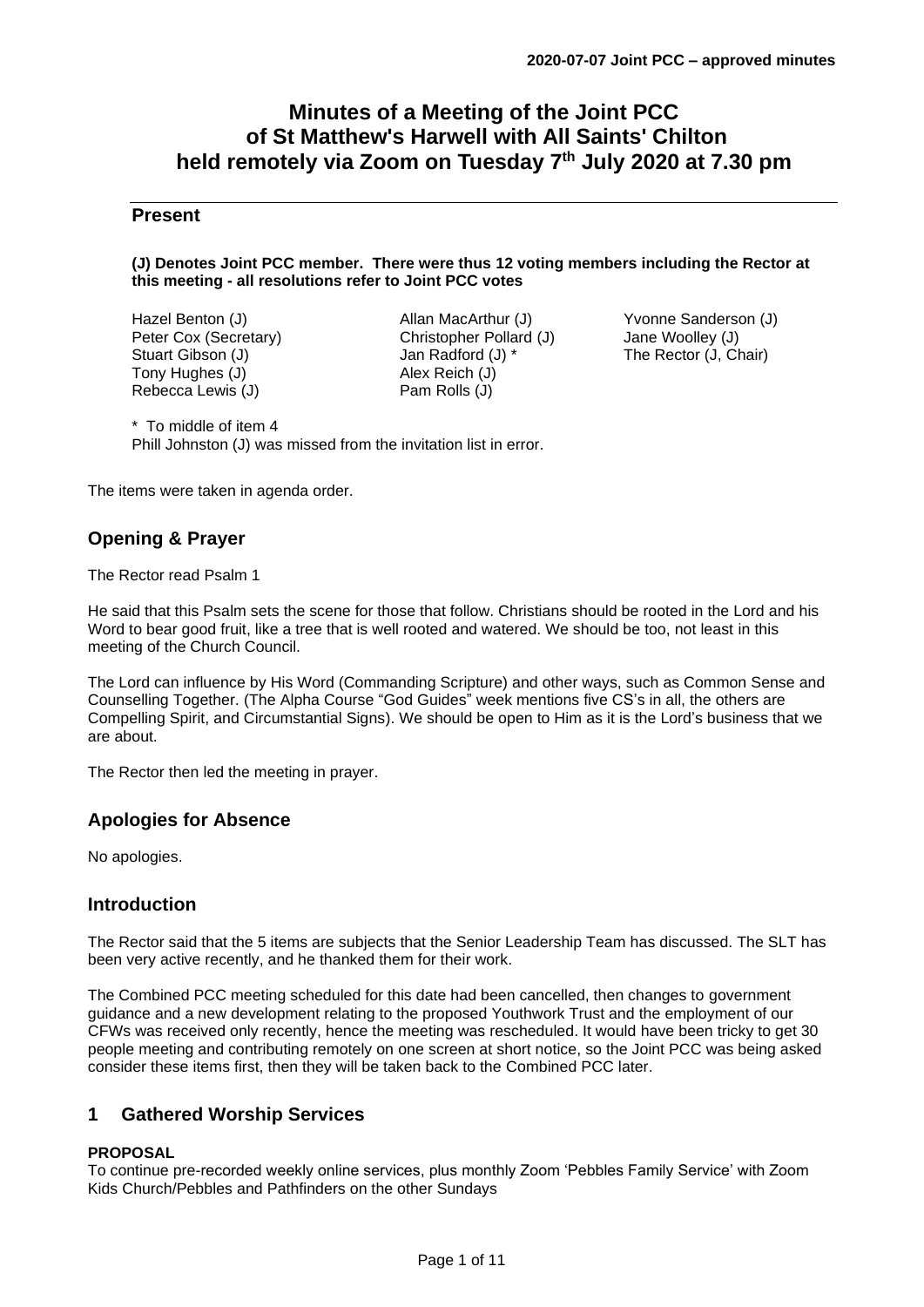# Minutes of a Meeting of the Joint PCC of St Matthew's Harwell with All Saints' Chilton held remotely via Zoom on Tuesday 7th July 2020 at 7.30 pm

## Present

**(J) Denotes Joint PCC member. There were thus 12 voting members including the Rector at this meeting - all resolutions refer to Joint PCC votes**

Hazel Benton (J)
Peter Cox (Secretary)
Stuart Gibson (J)
Tony Hughes (J)
Rebecca Lewis (J)
Allan MacArthur (J)
Christopher Pollard (J)
Jan Radford (J) *
Alex Reich (J)
Pam Rolls (J)
Yvonne Sanderson (J)
Jane Woolley (J)
The Rector (J, Chair)

\* To middle of item 4
Phill Johnston (J) was missed from the invitation list in error.

The items were taken in agenda order.

## Opening & Prayer

The Rector read Psalm 1

He said that this Psalm sets the scene for those that follow. Christians should be rooted in the Lord and his Word to bear good fruit, like a tree that is well rooted and watered. We should be too, not least in this meeting of the Church Council.

The Lord can influence by His Word (Commanding Scripture) and other ways, such as Common Sense and Counselling Together. (The Alpha Course "God Guides" week mentions five CS's in all, the others are Compelling Spirit, and Circumstantial Signs). We should be open to Him as it is the Lord's business that we are about.

The Rector then led the meeting in prayer.

## Apologies for Absence

No apologies.

## Introduction

The Rector said that the 5 items are subjects that the Senior Leadership Team has discussed. The SLT has been very active recently, and he thanked them for their work.

The Combined PCC meeting scheduled for this date had been cancelled, then changes to government guidance and a new development relating to the proposed Youthwork Trust and the employment of our CFWs was received only recently, hence the meeting was rescheduled. It would have been tricky to get 30 people meeting and contributing remotely on one screen at short notice, so the Joint PCC was being asked consider these items first, then they will be taken back to the Combined PCC later.

## 1 Gathered Worship Services

**PROPOSAL**
To continue pre-recorded weekly online services, plus monthly Zoom 'Pebbles Family Service' with Zoom Kids Church/Pebbles and Pathfinders on the other Sundays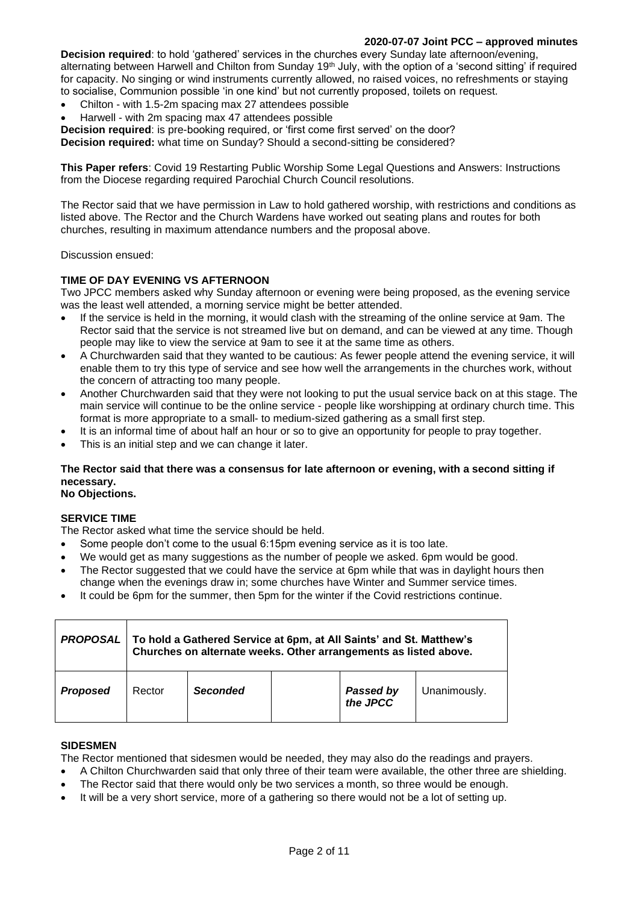**2020-07-07 Joint PCC – approved minutes**

**Decision required**: to hold 'gathered' services in the churches every Sunday late afternoon/evening, alternating between Harwell and Chilton from Sunday 19th July, with the option of a 'second sitting' if required for capacity. No singing or wind instruments currently allowed, no raised voices, no refreshments or staying to socialise, Communion possible 'in one kind' but not currently proposed, toilets on request.

- Chilton - with 1.5-2m spacing max 27 attendees possible
- Harwell - with 2m spacing max 47 attendees possible

**Decision required**: is pre-booking required, or 'first come first served' on the door?
**Decision required:** what time on Sunday? Should a second-sitting be considered?

**This Paper refers**: Covid 19 Restarting Public Worship Some Legal Questions and Answers: Instructions from the Diocese regarding required Parochial Church Council resolutions.

The Rector said that we have permission in Law to hold gathered worship, with restrictions and conditions as listed above. The Rector and the Church Wardens have worked out seating plans and routes for both churches, resulting in maximum attendance numbers and the proposal above.

Discussion ensued:

**TIME OF DAY EVENING VS AFTERNOON**

Two JPCC members asked why Sunday afternoon or evening were being proposed, as the evening service was the least well attended, a morning service might be better attended.

- If the service is held in the morning, it would clash with the streaming of the online service at 9am. The Rector said that the service is not streamed live but on demand, and can be viewed at any time. Though people may like to view the service at 9am to see it at the same time as others.
- A Churchwarden said that they wanted to be cautious: As fewer people attend the evening service, it will enable them to try this type of service and see how well the arrangements in the churches work, without the concern of attracting too many people.
- Another Churchwarden said that they were not looking to put the usual service back on at this stage. The main service will continue to be the online service - people like worshipping at ordinary church time. This format is more appropriate to a small- to medium-sized gathering as a small first step.
- It is an informal time of about half an hour or so to give an opportunity for people to pray together.
- This is an initial step and we can change it later.

**The Rector said that there was a consensus for late afternoon or evening, with a second sitting if necessary.**
**No Objections.**

**SERVICE TIME**

The Rector asked what time the service should be held.

- Some people don't come to the usual 6:15pm evening service as it is too late.
- We would get as many suggestions as the number of people we asked. 6pm would be good.
- The Rector suggested that we could have the service at 6pm while that was in daylight hours then change when the evenings draw in; some churches have Winter and Summer service times.
- It could be 6pm for the summer, then 5pm for the winter if the Covid restrictions continue.

| ***PROPOSAL*** | **To hold a Gathered Service at 6pm, at All Saints' and St. Matthew's Churches on alternate weeks. Other arrangements as listed above.** | | | | |
|---|---|---|---|---|---|
| ***Proposed*** | Rector | ***Seconded*** | | ***Passed by the JPCC*** | Unanimously. |

**SIDESMEN**

The Rector mentioned that sidesmen would be needed, they may also do the readings and prayers.

- A Chilton Churchwarden said that only three of their team were available, the other three are shielding.
- The Rector said that there would only be two services a month, so three would be enough.
- It will be a very short service, more of a gathering so there would not be a lot of setting up.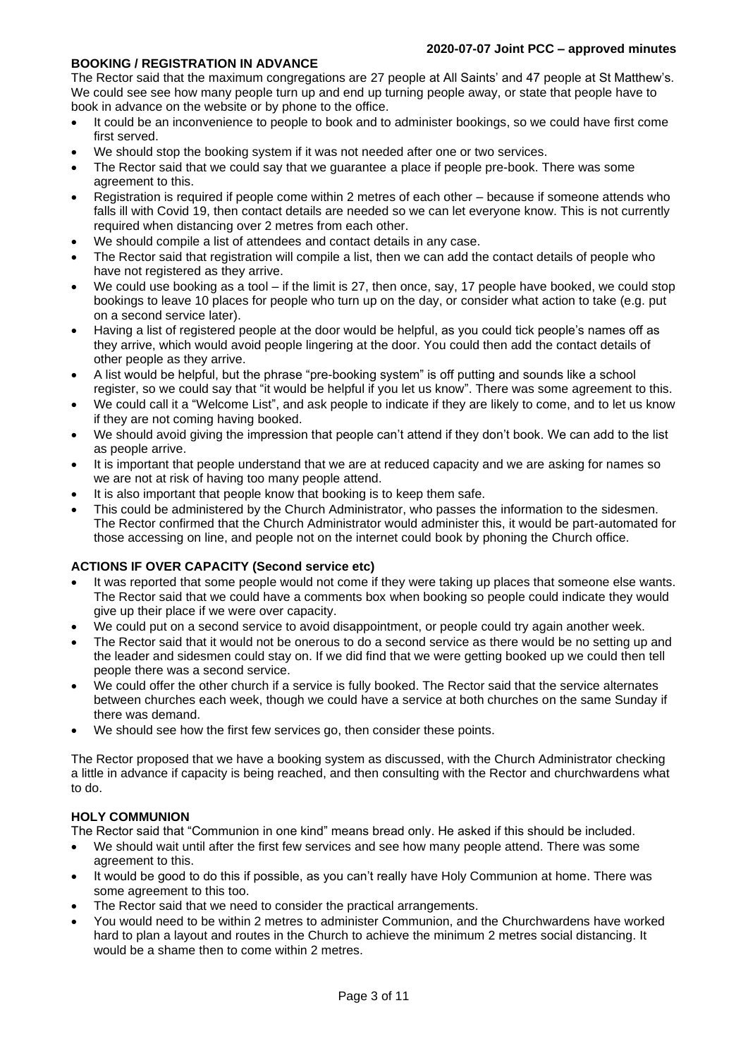**BOOKING / REGISTRATION IN ADVANCE**

The Rector said that the maximum congregations are 27 people at All Saints' and 47 people at St Matthew's. We could see see how many people turn up and end up turning people away, or state that people have to book in advance on the website or by phone to the office.

- It could be an inconvenience to people to book and to administer bookings, so we could have first come first served.
- We should stop the booking system if it was not needed after one or two services.
- The Rector said that we could say that we guarantee a place if people pre-book. There was some agreement to this.
- Registration is required if people come within 2 metres of each other – because if someone attends who falls ill with Covid 19, then contact details are needed so we can let everyone know. This is not currently required when distancing over 2 metres from each other.
- We should compile a list of attendees and contact details in any case.
- The Rector said that registration will compile a list, then we can add the contact details of people who have not registered as they arrive.
- We could use booking as a tool – if the limit is 27, then once, say, 17 people have booked, we could stop bookings to leave 10 places for people who turn up on the day, or consider what action to take (e.g. put on a second service later).
- Having a list of registered people at the door would be helpful, as you could tick people's names off as they arrive, which would avoid people lingering at the door. You could then add the contact details of other people as they arrive.
- A list would be helpful, but the phrase "pre-booking system" is off putting and sounds like a school register, so we could say that "it would be helpful if you let us know". There was some agreement to this.
- We could call it a "Welcome List", and ask people to indicate if they are likely to come, and to let us know if they are not coming having booked.
- We should avoid giving the impression that people can't attend if they don't book. We can add to the list as people arrive.
- It is important that people understand that we are at reduced capacity and we are asking for names so we are not at risk of having too many people attend.
- It is also important that people know that booking is to keep them safe.
- This could be administered by the Church Administrator, who passes the information to the sidesmen. The Rector confirmed that the Church Administrator would administer this, it would be part-automated for those accessing on line, and people not on the internet could book by phoning the Church office.

**ACTIONS IF OVER CAPACITY (Second service etc)**

- It was reported that some people would not come if they were taking up places that someone else wants. The Rector said that we could have a comments box when booking so people could indicate they would give up their place if we were over capacity.
- We could put on a second service to avoid disappointment, or people could try again another week.
- The Rector said that it would not be onerous to do a second service as there would be no setting up and the leader and sidesmen could stay on. If we did find that we were getting booked up we could then tell people there was a second service.
- We could offer the other church if a service is fully booked. The Rector said that the service alternates between churches each week, though we could have a service at both churches on the same Sunday if there was demand.
- We should see how the first few services go, then consider these points.

The Rector proposed that we have a booking system as discussed, with the Church Administrator checking a little in advance if capacity is being reached, and then consulting with the Rector and churchwardens what to do.

**HOLY COMMUNION**

The Rector said that "Communion in one kind" means bread only. He asked if this should be included.

- We should wait until after the first few services and see how many people attend. There was some agreement to this.
- It would be good to do this if possible, as you can't really have Holy Communion at home. There was some agreement to this too.
- The Rector said that we need to consider the practical arrangements.
- You would need to be within 2 metres to administer Communion, and the Churchwardens have worked hard to plan a layout and routes in the Church to achieve the minimum 2 metres social distancing. It would be a shame then to come within 2 metres.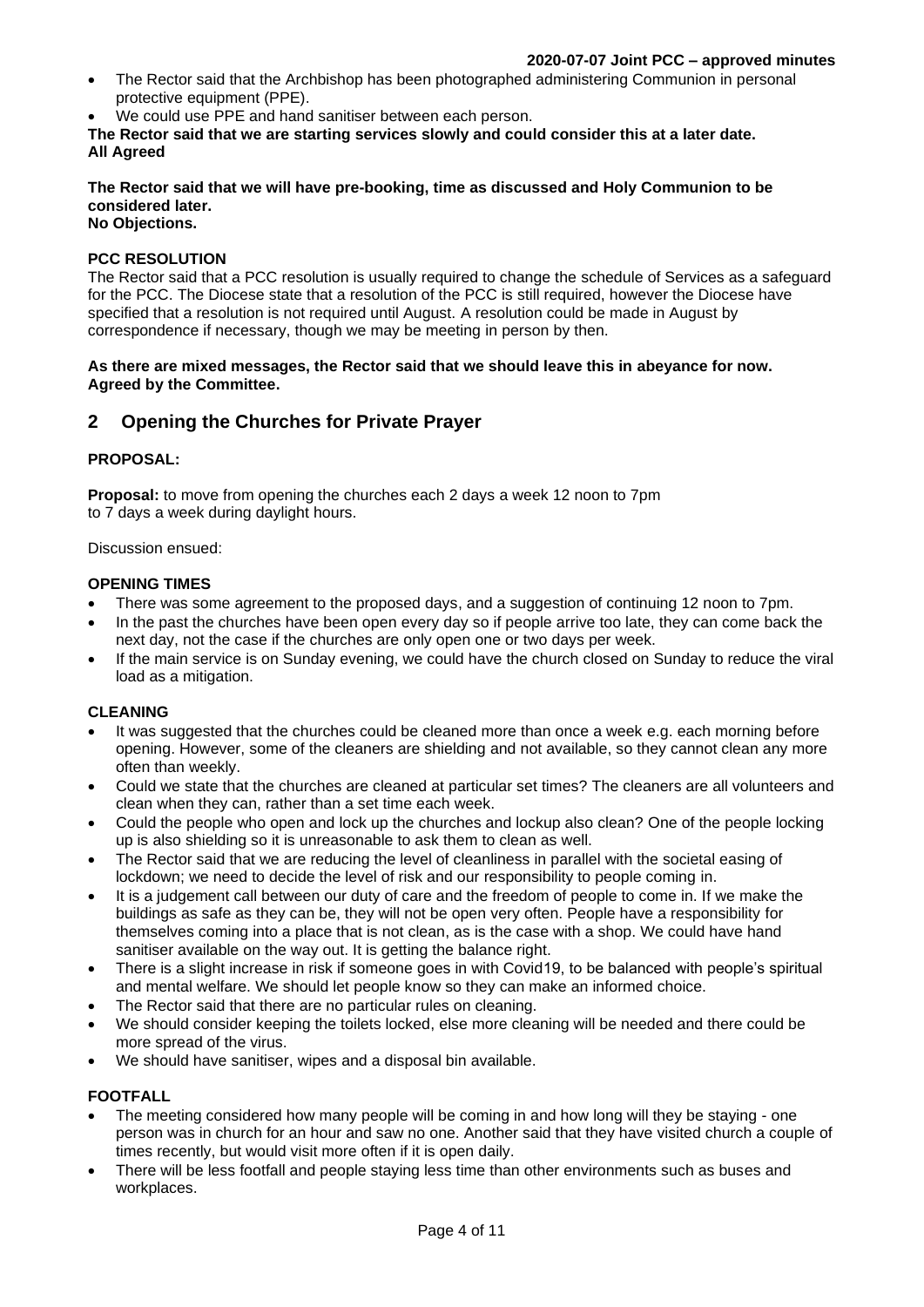- The Rector said that the Archbishop has been photographed administering Communion in personal protective equipment (PPE).
- We could use PPE and hand sanitiser between each person.

**The Rector said that we are starting services slowly and could consider this at a later date.**
**All Agreed**

**The Rector said that we will have pre-booking, time as discussed and Holy Communion to be considered later.**
**No Objections.**

**PCC RESOLUTION**

The Rector said that a PCC resolution is usually required to change the schedule of Services as a safeguard for the PCC. The Diocese state that a resolution of the PCC is still required, however the Diocese have specified that a resolution is not required until August. A resolution could be made in August by correspondence if necessary, though we may be meeting in person by then.

**As there are mixed messages, the Rector said that we should leave this in abeyance for now.**
**Agreed by the Committee.**

## 2 Opening the Churches for Private Prayer

**PROPOSAL:**

**Proposal:** to move from opening the churches each 2 days a week 12 noon to 7pm to 7 days a week during daylight hours.

Discussion ensued:

**OPENING TIMES**

- There was some agreement to the proposed days, and a suggestion of continuing 12 noon to 7pm.
- In the past the churches have been open every day so if people arrive too late, they can come back the next day, not the case if the churches are only open one or two days per week.
- If the main service is on Sunday evening, we could have the church closed on Sunday to reduce the viral load as a mitigation.

**CLEANING**

- It was suggested that the churches could be cleaned more than once a week e.g. each morning before opening. However, some of the cleaners are shielding and not available, so they cannot clean any more often than weekly.
- Could we state that the churches are cleaned at particular set times? The cleaners are all volunteers and clean when they can, rather than a set time each week.
- Could the people who open and lock up the churches and lockup also clean? One of the people locking up is also shielding so it is unreasonable to ask them to clean as well.
- The Rector said that we are reducing the level of cleanliness in parallel with the societal easing of lockdown; we need to decide the level of risk and our responsibility to people coming in.
- It is a judgement call between our duty of care and the freedom of people to come in. If we make the buildings as safe as they can be, they will not be open very often. People have a responsibility for themselves coming into a place that is not clean, as is the case with a shop. We could have hand sanitiser available on the way out. It is getting the balance right.
- There is a slight increase in risk if someone goes in with Covid19, to be balanced with people's spiritual and mental welfare. We should let people know so they can make an informed choice.
- The Rector said that there are no particular rules on cleaning.
- We should consider keeping the toilets locked, else more cleaning will be needed and there could be more spread of the virus.
- We should have sanitiser, wipes and a disposal bin available.

**FOOTFALL**

- The meeting considered how many people will be coming in and how long will they be staying - one person was in church for an hour and saw no one. Another said that they have visited church a couple of times recently, but would visit more often if it is open daily.
- There will be less footfall and people staying less time than other environments such as buses and workplaces.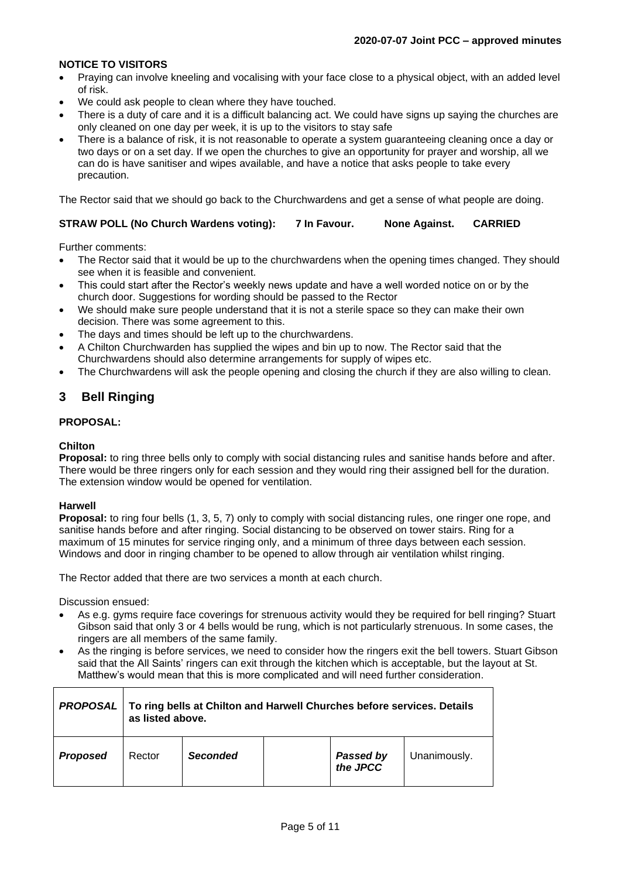**NOTICE TO VISITORS**

- Praying can involve kneeling and vocalising with your face close to a physical object, with an added level of risk.
- We could ask people to clean where they have touched.
- There is a duty of care and it is a difficult balancing act. We could have signs up saying the churches are only cleaned on one day per week, it is up to the visitors to stay safe
- There is a balance of risk, it is not reasonable to operate a system guaranteeing cleaning once a day or two days or on a set day. If we open the churches to give an opportunity for prayer and worship, all we can do is have sanitiser and wipes available, and have a notice that asks people to take every precaution.

The Rector said that we should go back to the Churchwardens and get a sense of what people are doing.

**STRAW POLL (No Church Wardens voting): 7 In Favour. None Against. CARRIED**

Further comments:

- The Rector said that it would be up to the churchwardens when the opening times changed. They should see when it is feasible and convenient.
- This could start after the Rector's weekly news update and have a well worded notice on or by the church door. Suggestions for wording should be passed to the Rector
- We should make sure people understand that it is not a sterile space so they can make their own decision. There was some agreement to this.
- The days and times should be left up to the churchwardens.
- A Chilton Churchwarden has supplied the wipes and bin up to now. The Rector said that the Churchwardens should also determine arrangements for supply of wipes etc.
- The Churchwardens will ask the people opening and closing the church if they are also willing to clean.

## 3 Bell Ringing

**PROPOSAL:**

**Chilton**

**Proposal:** to ring three bells only to comply with social distancing rules and sanitise hands before and after. There would be three ringers only for each session and they would ring their assigned bell for the duration. The extension window would be opened for ventilation.

**Harwell**

**Proposal:** to ring four bells (1, 3, 5, 7) only to comply with social distancing rules, one ringer one rope, and sanitise hands before and after ringing. Social distancing to be observed on tower stairs. Ring for a maximum of 15 minutes for service ringing only, and a minimum of three days between each session. Windows and door in ringing chamber to be opened to allow through air ventilation whilst ringing.

The Rector added that there are two services a month at each church.

Discussion ensued:

- As e.g. gyms require face coverings for strenuous activity would they be required for bell ringing? Stuart Gibson said that only 3 or 4 bells would be rung, which is not particularly strenuous. In some cases, the ringers are all members of the same family.
- As the ringing is before services, we need to consider how the ringers exit the bell towers. Stuart Gibson said that the All Saints' ringers can exit through the kitchen which is acceptable, but the layout at St. Matthew's would mean that this is more complicated and will need further consideration.

| ***PROPOSAL*** | **To ring bells at Chilton and Harwell Churches before services. Details as listed above.** | | | | |
|---|---|---|---|---|---|
| ***Proposed*** | Rector | ***Seconded*** | | ***Passed by the JPCC*** | Unanimously. |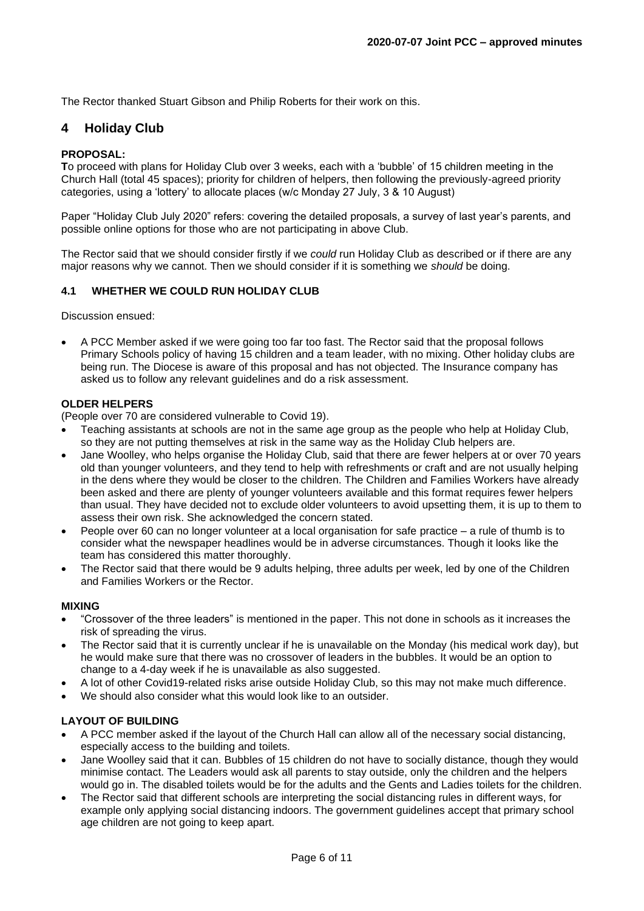The Rector thanked Stuart Gibson and Philip Roberts for their work on this.

## 4 Holiday Club

**PROPOSAL:**
**T**o proceed with plans for Holiday Club over 3 weeks, each with a 'bubble' of 15 children meeting in the Church Hall (total 45 spaces); priority for children of helpers, then following the previously-agreed priority categories, using a 'lottery' to allocate places (w/c Monday 27 July, 3 & 10 August)

Paper "Holiday Club July 2020" refers: covering the detailed proposals, a survey of last year's parents, and possible online options for those who are not participating in above Club.

The Rector said that we should consider firstly if we *could* run Holiday Club as described or if there are any major reasons why we cannot. Then we should consider if it is something we *should* be doing.

### 4.1 WHETHER WE COULD RUN HOLIDAY CLUB

Discussion ensued:

- A PCC Member asked if we were going too far too fast. The Rector said that the proposal follows Primary Schools policy of having 15 children and a team leader, with no mixing. Other holiday clubs are being run. The Diocese is aware of this proposal and has not objected. The Insurance company has asked us to follow any relevant guidelines and do a risk assessment.

**OLDER HELPERS**
(People over 70 are considered vulnerable to Covid 19).

- Teaching assistants at schools are not in the same age group as the people who help at Holiday Club, so they are not putting themselves at risk in the same way as the Holiday Club helpers are.
- Jane Woolley, who helps organise the Holiday Club, said that there are fewer helpers at or over 70 years old than younger volunteers, and they tend to help with refreshments or craft and are not usually helping in the dens where they would be closer to the children. The Children and Families Workers have already been asked and there are plenty of younger volunteers available and this format requires fewer helpers than usual. They have decided not to exclude older volunteers to avoid upsetting them, it is up to them to assess their own risk. She acknowledged the concern stated.
- People over 60 can no longer volunteer at a local organisation for safe practice – a rule of thumb is to consider what the newspaper headlines would be in adverse circumstances. Though it looks like the team has considered this matter thoroughly.
- The Rector said that there would be 9 adults helping, three adults per week, led by one of the Children and Families Workers or the Rector.

**MIXING**

- "Crossover of the three leaders" is mentioned in the paper. This not done in schools as it increases the risk of spreading the virus.
- The Rector said that it is currently unclear if he is unavailable on the Monday (his medical work day), but he would make sure that there was no crossover of leaders in the bubbles. It would be an option to change to a 4-day week if he is unavailable as also suggested.
- A lot of other Covid19-related risks arise outside Holiday Club, so this may not make much difference.
- We should also consider what this would look like to an outsider.

**LAYOUT OF BUILDING**

- A PCC member asked if the layout of the Church Hall can allow all of the necessary social distancing, especially access to the building and toilets.
- Jane Woolley said that it can. Bubbles of 15 children do not have to socially distance, though they would minimise contact. The Leaders would ask all parents to stay outside, only the children and the helpers would go in. The disabled toilets would be for the adults and the Gents and Ladies toilets for the children.
- The Rector said that different schools are interpreting the social distancing rules in different ways, for example only applying social distancing indoors. The government guidelines accept that primary school age children are not going to keep apart.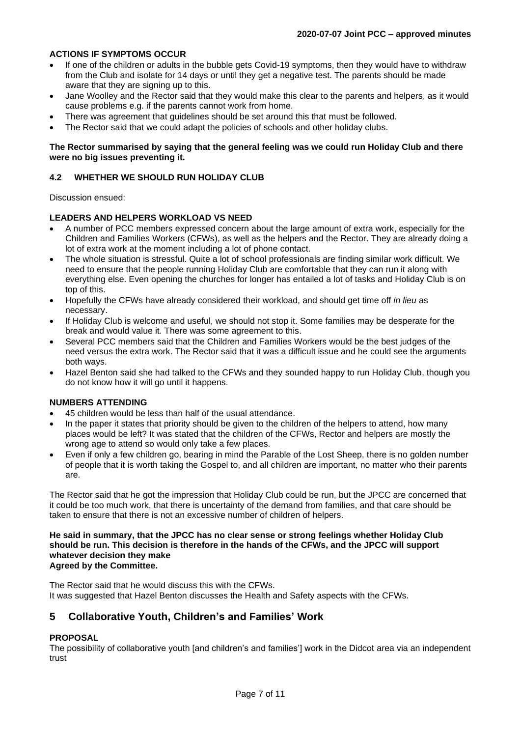**ACTIONS IF SYMPTOMS OCCUR**

- If one of the children or adults in the bubble gets Covid-19 symptoms, then they would have to withdraw from the Club and isolate for 14 days or until they get a negative test. The parents should be made aware that they are signing up to this.
- Jane Woolley and the Rector said that they would make this clear to the parents and helpers, as it would cause problems e.g. if the parents cannot work from home.
- There was agreement that guidelines should be set around this that must be followed.
- The Rector said that we could adapt the policies of schools and other holiday clubs.

**The Rector summarised by saying that the general feeling was we could run Holiday Club and there were no big issues preventing it.**

### 4.2 WHETHER WE SHOULD RUN HOLIDAY CLUB

Discussion ensued:

**LEADERS AND HELPERS WORKLOAD VS NEED**

- A number of PCC members expressed concern about the large amount of extra work, especially for the Children and Families Workers (CFWs), as well as the helpers and the Rector. They are already doing a lot of extra work at the moment including a lot of phone contact.
- The whole situation is stressful. Quite a lot of school professionals are finding similar work difficult. We need to ensure that the people running Holiday Club are comfortable that they can run it along with everything else. Even opening the churches for longer has entailed a lot of tasks and Holiday Club is on top of this.
- Hopefully the CFWs have already considered their workload, and should get time off *in lieu* as necessary.
- If Holiday Club is welcome and useful, we should not stop it. Some families may be desperate for the break and would value it. There was some agreement to this.
- Several PCC members said that the Children and Families Workers would be the best judges of the need versus the extra work. The Rector said that it was a difficult issue and he could see the arguments both ways.
- Hazel Benton said she had talked to the CFWs and they sounded happy to run Holiday Club, though you do not know how it will go until it happens.

**NUMBERS ATTENDING**

- 45 children would be less than half of the usual attendance.
- In the paper it states that priority should be given to the children of the helpers to attend, how many places would be left? It was stated that the children of the CFWs, Rector and helpers are mostly the wrong age to attend so would only take a few places.
- Even if only a few children go, bearing in mind the Parable of the Lost Sheep, there is no golden number of people that it is worth taking the Gospel to, and all children are important, no matter who their parents are.

The Rector said that he got the impression that Holiday Club could be run, but the JPCC are concerned that it could be too much work, that there is uncertainty of the demand from families, and that care should be taken to ensure that there is not an excessive number of children of helpers.

**He said in summary, that the JPCC has no clear sense or strong feelings whether Holiday Club should be run. This decision is therefore in the hands of the CFWs, and the JPCC will support whatever decision they make**
**Agreed by the Committee.**

The Rector said that he would discuss this with the CFWs.
It was suggested that Hazel Benton discusses the Health and Safety aspects with the CFWs.

## 5 Collaborative Youth, Children's and Families' Work

**PROPOSAL**

The possibility of collaborative youth [and children's and families'] work in the Didcot area via an independent trust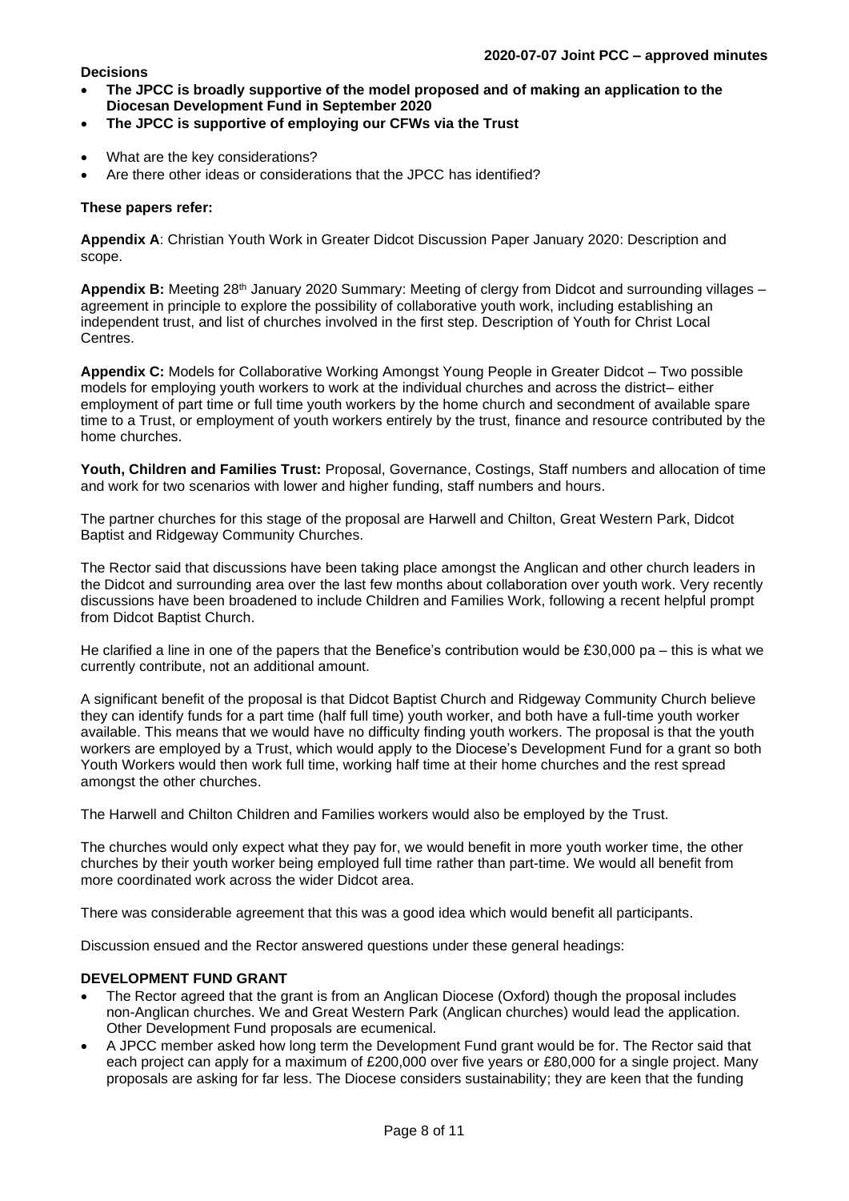**Decisions**

- **The JPCC is broadly supportive of the model proposed and of making an application to the Diocesan Development Fund in September 2020**
- **The JPCC is supportive of employing our CFWs via the Trust**

- What are the key considerations?
- Are there other ideas or considerations that the JPCC has identified?

**These papers refer:**

**Appendix A**: Christian Youth Work in Greater Didcot Discussion Paper January 2020: Description and scope.

**Appendix B:** Meeting 28th January 2020 Summary: Meeting of clergy from Didcot and surrounding villages – agreement in principle to explore the possibility of collaborative youth work, including establishing an independent trust, and list of churches involved in the first step. Description of Youth for Christ Local Centres.

**Appendix C:** Models for Collaborative Working Amongst Young People in Greater Didcot – Two possible models for employing youth workers to work at the individual churches and across the district– either employment of part time or full time youth workers by the home church and secondment of available spare time to a Trust, or employment of youth workers entirely by the trust, finance and resource contributed by the home churches.

**Youth, Children and Families Trust:** Proposal, Governance, Costings, Staff numbers and allocation of time and work for two scenarios with lower and higher funding, staff numbers and hours.

The partner churches for this stage of the proposal are Harwell and Chilton, Great Western Park, Didcot Baptist and Ridgeway Community Churches.

The Rector said that discussions have been taking place amongst the Anglican and other church leaders in the Didcot and surrounding area over the last few months about collaboration over youth work. Very recently discussions have been broadened to include Children and Families Work, following a recent helpful prompt from Didcot Baptist Church.

He clarified a line in one of the papers that the Benefice's contribution would be £30,000 pa – this is what we currently contribute, not an additional amount.

A significant benefit of the proposal is that Didcot Baptist Church and Ridgeway Community Church believe they can identify funds for a part time (half full time) youth worker, and both have a full-time youth worker available. This means that we would have no difficulty finding youth workers. The proposal is that the youth workers are employed by a Trust, which would apply to the Diocese's Development Fund for a grant so both Youth Workers would then work full time, working half time at their home churches and the rest spread amongst the other churches.

The Harwell and Chilton Children and Families workers would also be employed by the Trust.

The churches would only expect what they pay for, we would benefit in more youth worker time, the other churches by their youth worker being employed full time rather than part-time. We would all benefit from more coordinated work across the wider Didcot area.

There was considerable agreement that this was a good idea which would benefit all participants.

Discussion ensued and the Rector answered questions under these general headings:

**DEVELOPMENT FUND GRANT**

- The Rector agreed that the grant is from an Anglican Diocese (Oxford) though the proposal includes non-Anglican churches. We and Great Western Park (Anglican churches) would lead the application. Other Development Fund proposals are ecumenical.
- A JPCC member asked how long term the Development Fund grant would be for. The Rector said that each project can apply for a maximum of £200,000 over five years or £80,000 for a single project. Many proposals are asking for far less. The Diocese considers sustainability; they are keen that the funding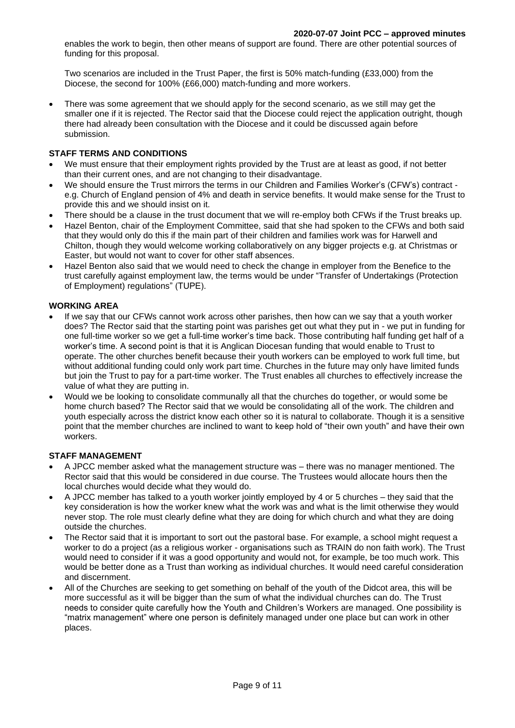enables the work to begin, then other means of support are found. There are other potential sources of funding for this proposal.

Two scenarios are included in the Trust Paper, the first is 50% match-funding (£33,000) from the Diocese, the second for 100% (£66,000) match-funding and more workers.

- There was some agreement that we should apply for the second scenario, as we still may get the smaller one if it is rejected. The Rector said that the Diocese could reject the application outright, though there had already been consultation with the Diocese and it could be discussed again before submission.

**STAFF TERMS AND CONDITIONS**

- We must ensure that their employment rights provided by the Trust are at least as good, if not better than their current ones, and are not changing to their disadvantage.
- We should ensure the Trust mirrors the terms in our Children and Families Worker's (CFW's) contract - e.g. Church of England pension of 4% and death in service benefits. It would make sense for the Trust to provide this and we should insist on it.
- There should be a clause in the trust document that we will re-employ both CFWs if the Trust breaks up.
- Hazel Benton, chair of the Employment Committee, said that she had spoken to the CFWs and both said that they would only do this if the main part of their children and families work was for Harwell and Chilton, though they would welcome working collaboratively on any bigger projects e.g. at Christmas or Easter, but would not want to cover for other staff absences.
- Hazel Benton also said that we would need to check the change in employer from the Benefice to the trust carefully against employment law, the terms would be under "Transfer of Undertakings (Protection of Employment) regulations" (TUPE).

**WORKING AREA**

- If we say that our CFWs cannot work across other parishes, then how can we say that a youth worker does? The Rector said that the starting point was parishes get out what they put in - we put in funding for one full-time worker so we get a full-time worker's time back. Those contributing half funding get half of a worker's time. A second point is that it is Anglican Diocesan funding that would enable to Trust to operate. The other churches benefit because their youth workers can be employed to work full time, but without additional funding could only work part time. Churches in the future may only have limited funds but join the Trust to pay for a part-time worker. The Trust enables all churches to effectively increase the value of what they are putting in.
- Would we be looking to consolidate communally all that the churches do together, or would some be home church based? The Rector said that we would be consolidating all of the work. The children and youth especially across the district know each other so it is natural to collaborate. Though it is a sensitive point that the member churches are inclined to want to keep hold of "their own youth" and have their own workers.

**STAFF MANAGEMENT**

- A JPCC member asked what the management structure was – there was no manager mentioned. The Rector said that this would be considered in due course. The Trustees would allocate hours then the local churches would decide what they would do.
- A JPCC member has talked to a youth worker jointly employed by 4 or 5 churches – they said that the key consideration is how the worker knew what the work was and what is the limit otherwise they would never stop. The role must clearly define what they are doing for which church and what they are doing outside the churches.
- The Rector said that it is important to sort out the pastoral base. For example, a school might request a worker to do a project (as a religious worker - organisations such as TRAIN do non faith work). The Trust would need to consider if it was a good opportunity and would not, for example, be too much work. This would be better done as a Trust than working as individual churches. It would need careful consideration and discernment.
- All of the Churches are seeking to get something on behalf of the youth of the Didcot area, this will be more successful as it will be bigger than the sum of what the individual churches can do. The Trust needs to consider quite carefully how the Youth and Children's Workers are managed. One possibility is "matrix management" where one person is definitely managed under one place but can work in other places.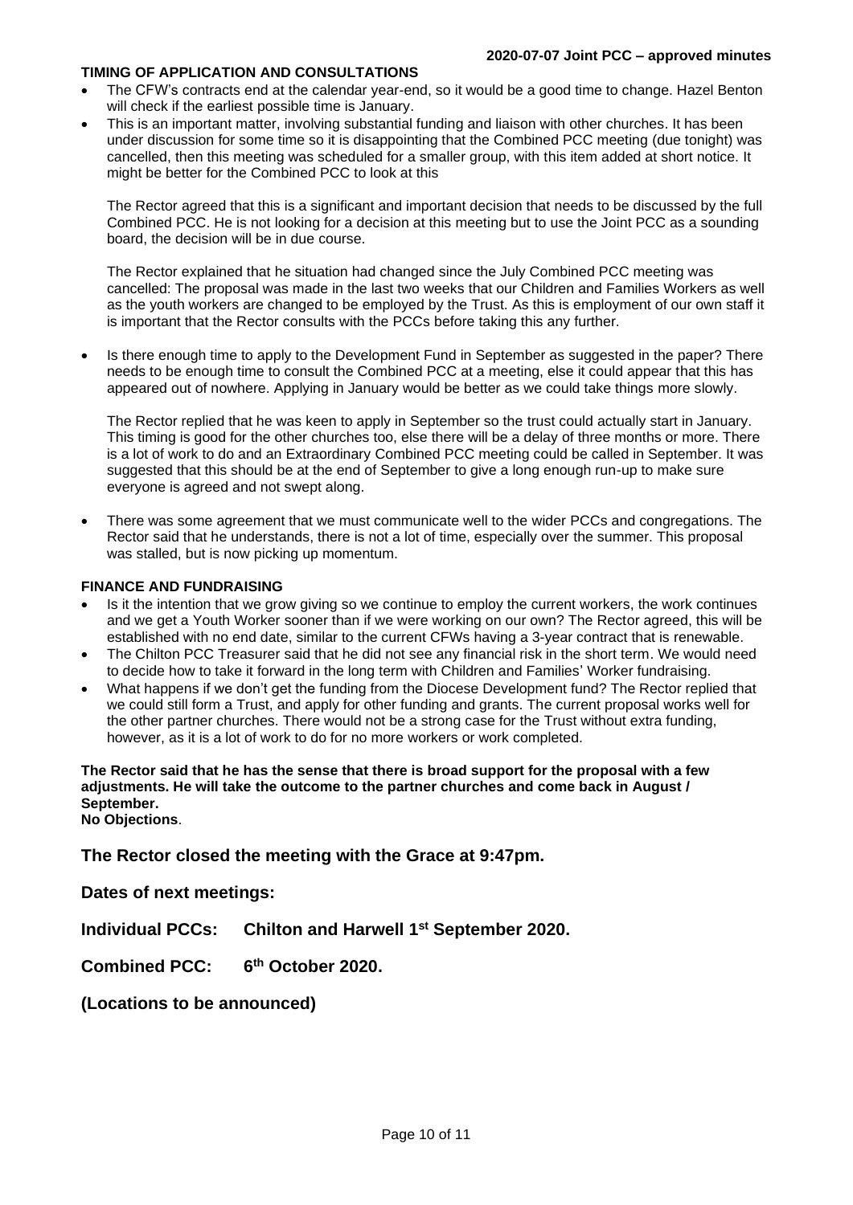**TIMING OF APPLICATION AND CONSULTATIONS**

- The CFW's contracts end at the calendar year-end, so it would be a good time to change. Hazel Benton will check if the earliest possible time is January.
- This is an important matter, involving substantial funding and liaison with other churches. It has been under discussion for some time so it is disappointing that the Combined PCC meeting (due tonight) was cancelled, then this meeting was scheduled for a smaller group, with this item added at short notice. It might be better for the Combined PCC to look at this

  The Rector agreed that this is a significant and important decision that needs to be discussed by the full Combined PCC. He is not looking for a decision at this meeting but to use the Joint PCC as a sounding board, the decision will be in due course.

  The Rector explained that he situation had changed since the July Combined PCC meeting was cancelled: The proposal was made in the last two weeks that our Children and Families Workers as well as the youth workers are changed to be employed by the Trust. As this is employment of our own staff it is important that the Rector consults with the PCCs before taking this any further.

- Is there enough time to apply to the Development Fund in September as suggested in the paper? There needs to be enough time to consult the Combined PCC at a meeting, else it could appear that this has appeared out of nowhere. Applying in January would be better as we could take things more slowly.

  The Rector replied that he was keen to apply in September so the trust could actually start in January. This timing is good for the other churches too, else there will be a delay of three months or more. There is a lot of work to do and an Extraordinary Combined PCC meeting could be called in September. It was suggested that this should be at the end of September to give a long enough run-up to make sure everyone is agreed and not swept along.

- There was some agreement that we must communicate well to the wider PCCs and congregations. The Rector said that he understands, there is not a lot of time, especially over the summer. This proposal was stalled, but is now picking up momentum.

**FINANCE AND FUNDRAISING**

- Is it the intention that we grow giving so we continue to employ the current workers, the work continues and we get a Youth Worker sooner than if we were working on our own? The Rector agreed, this will be established with no end date, similar to the current CFWs having a 3-year contract that is renewable.
- The Chilton PCC Treasurer said that he did not see any financial risk in the short term. We would need to decide how to take it forward in the long term with Children and Families' Worker fundraising.
- What happens if we don't get the funding from the Diocese Development fund? The Rector replied that we could still form a Trust, and apply for other funding and grants. The current proposal works well for the other partner churches. There would not be a strong case for the Trust without extra funding, however, as it is a lot of work to do for no more workers or work completed.

**The Rector said that he has the sense that there is broad support for the proposal with a few adjustments. He will take the outcome to the partner churches and come back in August / September.**
**No Objections**.

## The Rector closed the meeting with the Grace at 9:47pm.

## Dates of next meetings:

## Individual PCCs: Chilton and Harwell 1st September 2020.

## Combined PCC: 6th October 2020.

## (Locations to be announced)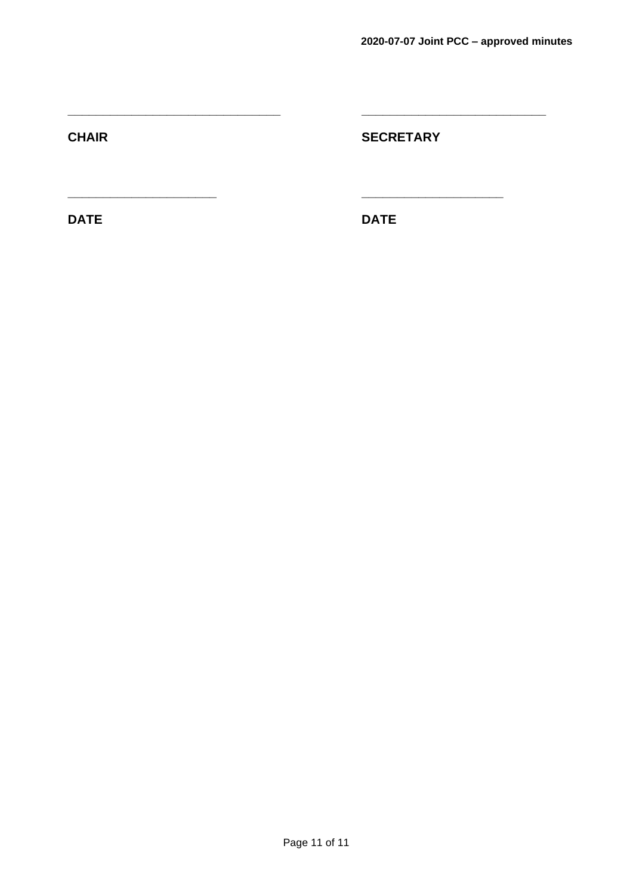\_\_\_\_\_\_\_\_\_\_\_\_\_\_\_\_\_\_\_\_\_\_\_\_\_\_\_\_\_\_\_\_ \_\_\_\_\_\_\_\_\_\_\_\_\_\_\_\_\_\_\_\_\_\_\_\_\_\_\_\_

**CHAIR** **SECRETARY**

\_\_\_\_\_\_\_\_\_\_\_\_\_\_\_\_\_\_\_\_\_\_ \_\_\_\_\_\_\_\_\_\_\_\_\_\_\_\_\_\_\_\_\_

**DATE** **DATE**